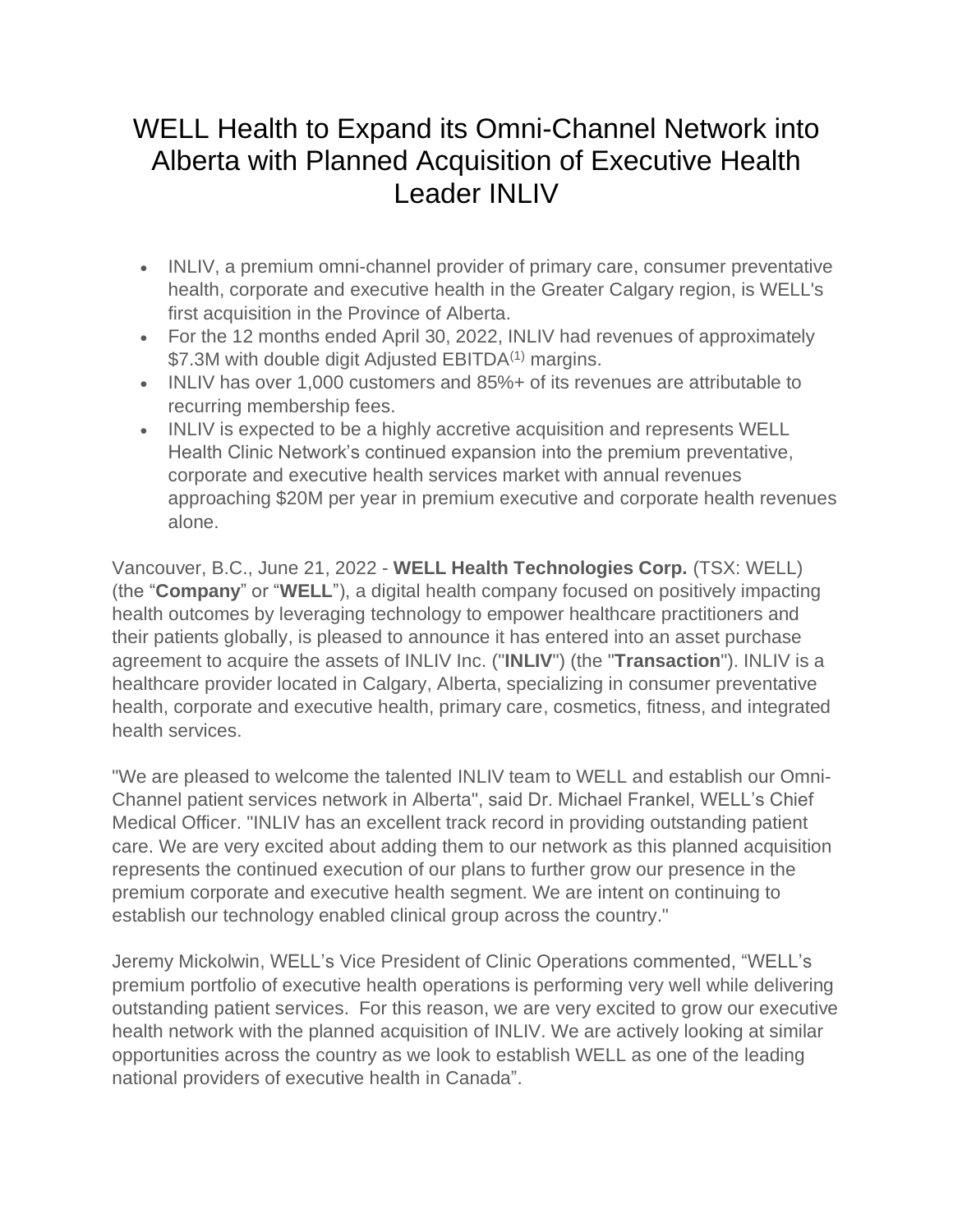# WELL Health to Expand its Omni-Channel Network into Alberta with Planned Acquisition of Executive Health Leader INLIV

- INLIV, a premium omni-channel provider of primary care, consumer preventative health, corporate and executive health in the Greater Calgary region, is WELL's first acquisition in the Province of Alberta.
- For the 12 months ended April 30, 2022, INLIV had revenues of approximately $7.3M with double digit Adjusted EBITDA(1) margins.
- INLIV has over 1,000 customers and 85%+ of its revenues are attributable to recurring membership fees.
- INLIV is expected to be a highly accretive acquisition and represents WELL Health Clinic Network's continued expansion into the premium preventative, corporate and executive health services market with annual revenues approaching $20M per year in premium executive and corporate health revenues alone.

Vancouver, B.C., June 21, 2022 - **WELL Health Technologies Corp.** (TSX: WELL) (the "**Company**" or "**WELL**"), a digital health company focused on positively impacting health outcomes by leveraging technology to empower healthcare practitioners and their patients globally, is pleased to announce it has entered into an asset purchase agreement to acquire the assets of INLIV Inc. ("**INLIV**") (the "**Transaction**"). INLIV is a healthcare provider located in Calgary, Alberta, specializing in consumer preventative health, corporate and executive health, primary care, cosmetics, fitness, and integrated health services.

"We are pleased to welcome the talented INLIV team to WELL and establish our Omni-Channel patient services network in Alberta", said Dr. Michael Frankel, WELL's Chief Medical Officer. "INLIV has an excellent track record in providing outstanding patient care. We are very excited about adding them to our network as this planned acquisition represents the continued execution of our plans to further grow our presence in the premium corporate and executive health segment. We are intent on continuing to establish our technology enabled clinical group across the country."

Jeremy Mickolwin, WELL's Vice President of Clinic Operations commented, "WELL's premium portfolio of executive health operations is performing very well while delivering outstanding patient services. For this reason, we are very excited to grow our executive health network with the planned acquisition of INLIV. We are actively looking at similar opportunities across the country as we look to establish WELL as one of the leading national providers of executive health in Canada".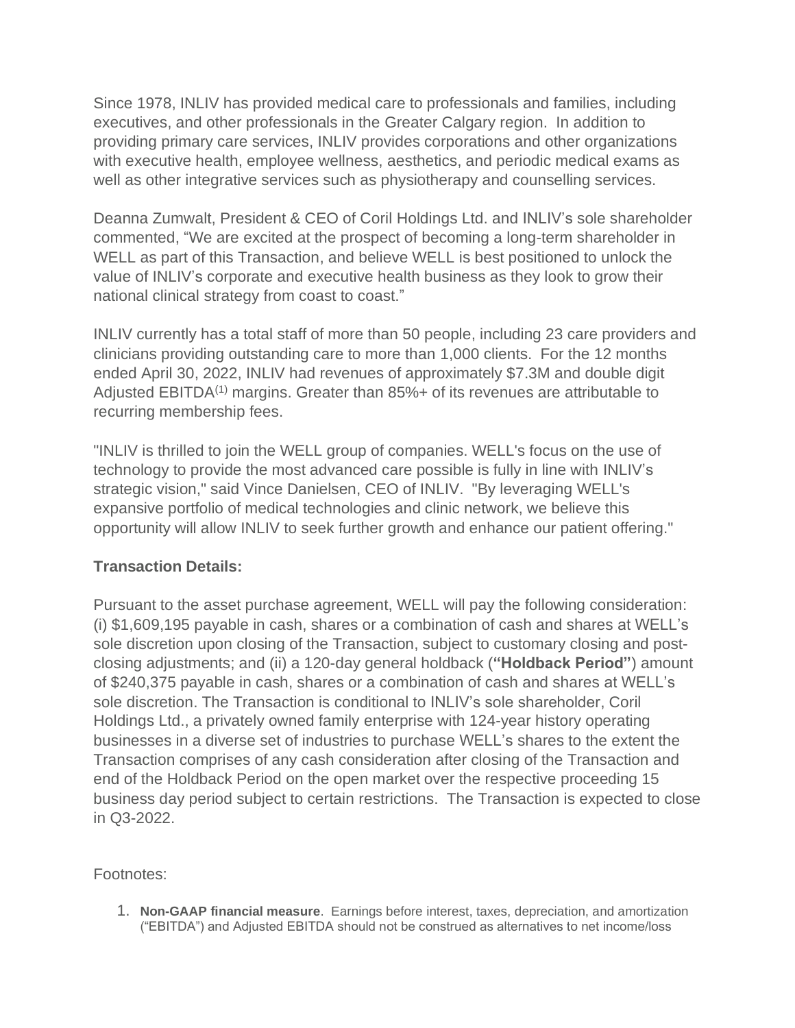Since 1978, INLIV has provided medical care to professionals and families, including executives, and other professionals in the Greater Calgary region. In addition to providing primary care services, INLIV provides corporations and other organizations with executive health, employee wellness, aesthetics, and periodic medical exams as well as other integrative services such as physiotherapy and counselling services.

Deanna Zumwalt, President & CEO of Coril Holdings Ltd. and INLIV's sole shareholder commented, "We are excited at the prospect of becoming a long-term shareholder in WELL as part of this Transaction, and believe WELL is best positioned to unlock the value of INLIV's corporate and executive health business as they look to grow their national clinical strategy from coast to coast."

INLIV currently has a total staff of more than 50 people, including 23 care providers and clinicians providing outstanding care to more than 1,000 clients. For the 12 months ended April 30, 2022, INLIV had revenues of approximately $7.3M and double digit Adjusted EBITDA[1] margins. Greater than 85%+ of its revenues are attributable to recurring membership fees.

"INLIV is thrilled to join the WELL group of companies. WELL's focus on the use of technology to provide the most advanced care possible is fully in line with INLIV's strategic vision," said Vince Danielsen, CEO of INLIV. "By leveraging WELL's expansive portfolio of medical technologies and clinic network, we believe this opportunity will allow INLIV to seek further growth and enhance our patient offering."

**Transaction Details:**

Pursuant to the asset purchase agreement, WELL will pay the following consideration: (i) $1,609,195 payable in cash, shares or a combination of cash and shares at WELL's sole discretion upon closing of the Transaction, subject to customary closing and post-closing adjustments; and (ii) a 120-day general holdback (**"Holdback Period"**) amount of $240,375 payable in cash, shares or a combination of cash and shares at WELL's sole discretion. The Transaction is conditional to INLIV's sole shareholder, Coril Holdings Ltd., a privately owned family enterprise with 124-year history operating businesses in a diverse set of industries to purchase WELL's shares to the extent the Transaction comprises of any cash consideration after closing of the Transaction and end of the Holdback Period on the open market over the respective proceeding 15 business day period subject to certain restrictions. The Transaction is expected to close in Q3-2022.

Footnotes:

1. **Non-GAAP financial measure**. Earnings before interest, taxes, depreciation, and amortization ("EBITDA") and Adjusted EBITDA should not be construed as alternatives to net income/loss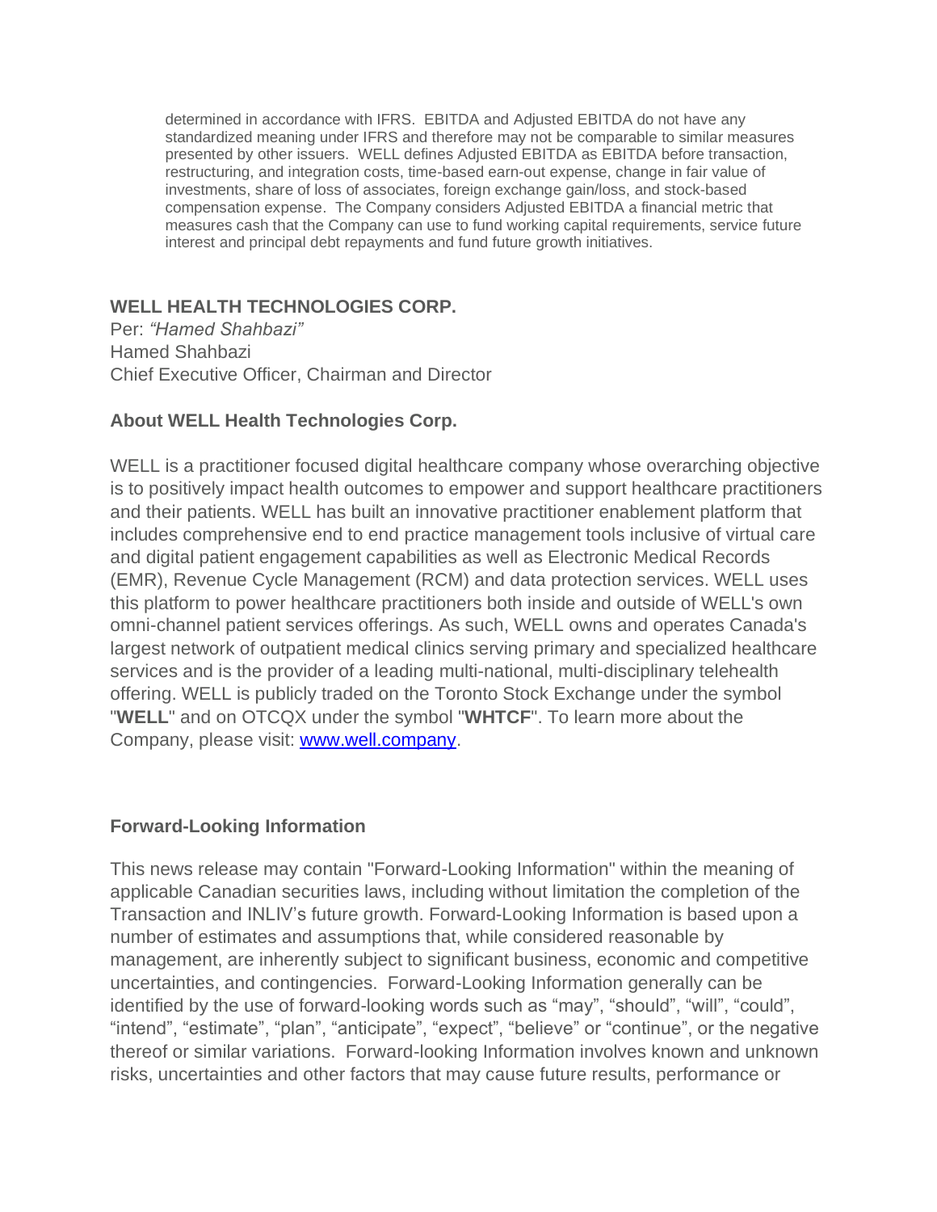determined in accordance with IFRS. EBITDA and Adjusted EBITDA do not have any standardized meaning under IFRS and therefore may not be comparable to similar measures presented by other issuers. WELL defines Adjusted EBITDA as EBITDA before transaction, restructuring, and integration costs, time-based earn-out expense, change in fair value of investments, share of loss of associates, foreign exchange gain/loss, and stock-based compensation expense. The Company considers Adjusted EBITDA a financial metric that measures cash that the Company can use to fund working capital requirements, service future interest and principal debt repayments and fund future growth initiatives.

**WELL HEALTH TECHNOLOGIES CORP.**
Per: *"Hamed Shahbazi"*
Hamed Shahbazi
Chief Executive Officer, Chairman and Director

**About WELL Health Technologies Corp.**

WELL is a practitioner focused digital healthcare company whose overarching objective is to positively impact health outcomes to empower and support healthcare practitioners and their patients. WELL has built an innovative practitioner enablement platform that includes comprehensive end to end practice management tools inclusive of virtual care and digital patient engagement capabilities as well as Electronic Medical Records (EMR), Revenue Cycle Management (RCM) and data protection services. WELL uses this platform to power healthcare practitioners both inside and outside of WELL's own omni-channel patient services offerings. As such, WELL owns and operates Canada's largest network of outpatient medical clinics serving primary and specialized healthcare services and is the provider of a leading multi-national, multi-disciplinary telehealth offering. WELL is publicly traded on the Toronto Stock Exchange under the symbol "**WELL**" and on OTCQX under the symbol "**WHTCF**". To learn more about the Company, please visit: [www.well.company](www.well.company).

**Forward-Looking Information**

This news release may contain "Forward-Looking Information" within the meaning of applicable Canadian securities laws, including without limitation the completion of the Transaction and INLIV's future growth. Forward-Looking Information is based upon a number of estimates and assumptions that, while considered reasonable by management, are inherently subject to significant business, economic and competitive uncertainties, and contingencies. Forward-Looking Information generally can be identified by the use of forward-looking words such as "may", "should", "will", "could", "intend", "estimate", "plan", "anticipate", "expect", "believe" or "continue", or the negative thereof or similar variations. Forward-looking Information involves known and unknown risks, uncertainties and other factors that may cause future results, performance or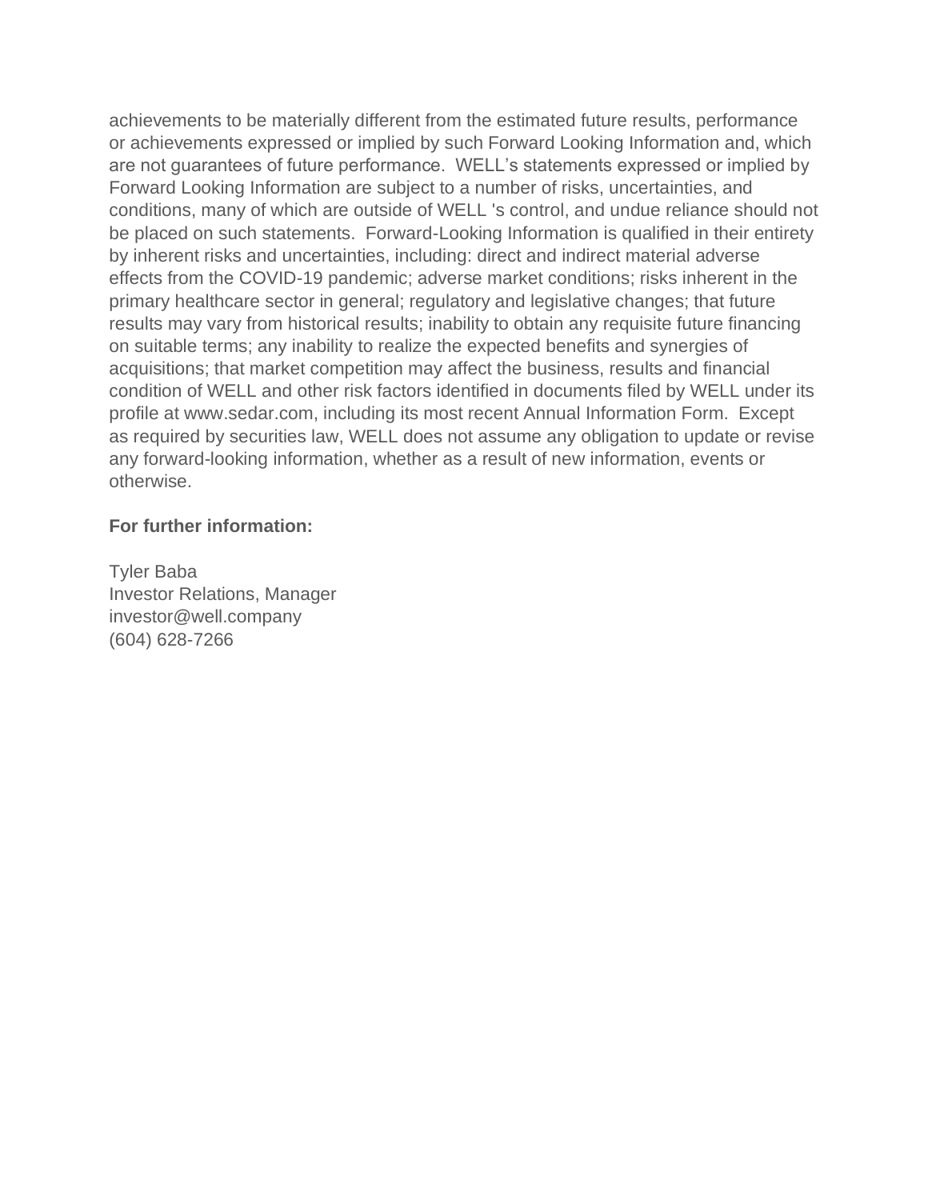achievements to be materially different from the estimated future results, performance or achievements expressed or implied by such Forward Looking Information and, which are not guarantees of future performance. WELL's statements expressed or implied by Forward Looking Information are subject to a number of risks, uncertainties, and conditions, many of which are outside of WELL 's control, and undue reliance should not be placed on such statements. Forward-Looking Information is qualified in their entirety by inherent risks and uncertainties, including: direct and indirect material adverse effects from the COVID-19 pandemic; adverse market conditions; risks inherent in the primary healthcare sector in general; regulatory and legislative changes; that future results may vary from historical results; inability to obtain any requisite future financing on suitable terms; any inability to realize the expected benefits and synergies of acquisitions; that market competition may affect the business, results and financial condition of WELL and other risk factors identified in documents filed by WELL under its profile at www.sedar.com, including its most recent Annual Information Form. Except as required by securities law, WELL does not assume any obligation to update or revise any forward-looking information, whether as a result of new information, events or otherwise.

**For further information:**

Tyler Baba
Investor Relations, Manager
investor@well.company
(604) 628-7266